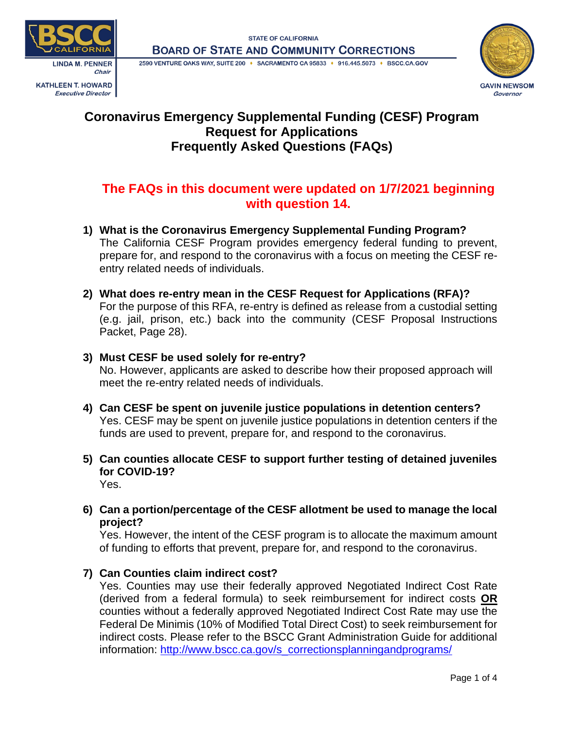STATE OF CALIFORNIA
BOARD OF STATE AND COMMUNITY CORRECTIONS
2590 VENTURE OAKS WAY, SUITE 200 • SACRAMENTO CA 95833 • 916.445.5073 • BSCC.CA.GOV

LINDA M. PENNER
*Chair*

KATHLEEN T. HOWARD
*Executive Director*

GAVIN NEWSOM
*Governor*

# Coronavirus Emergency Supplemental Funding (CESF) Program Request for Applications Frequently Asked Questions (FAQs)

**The FAQs in this document were updated on 1/7/2021 beginning with question 14.**

1) **What is the Coronavirus Emergency Supplemental Funding Program?**
The California CESF Program provides emergency federal funding to prevent, prepare for, and respond to the coronavirus with a focus on meeting the CESF re-entry related needs of individuals.

2) **What does re-entry mean in the CESF Request for Applications (RFA)?**
For the purpose of this RFA, re-entry is defined as release from a custodial setting (e.g. jail, prison, etc.) back into the community (CESF Proposal Instructions Packet, Page 28).

3) **Must CESF be used solely for re-entry?**
No. However, applicants are asked to describe how their proposed approach will meet the re-entry related needs of individuals.

4) **Can CESF be spent on juvenile justice populations in detention centers?**
Yes. CESF may be spent on juvenile justice populations in detention centers if the funds are used to prevent, prepare for, and respond to the coronavirus.

5) **Can counties allocate CESF to support further testing of detained juveniles for COVID-19?**
Yes.

6) **Can a portion/percentage of the CESF allotment be used to manage the local project?**
Yes. However, the intent of the CESF program is to allocate the maximum amount of funding to efforts that prevent, prepare for, and respond to the coronavirus.

7) **Can Counties claim indirect cost?**
Yes. Counties may use their federally approved Negotiated Indirect Cost Rate (derived from a federal formula) to seek reimbursement for indirect costs **OR** counties without a federally approved Negotiated Indirect Cost Rate may use the Federal De Minimis (10% of Modified Total Direct Cost) to seek reimbursement for indirect costs. Please refer to the BSCC Grant Administration Guide for additional information: http://www.bscc.ca.gov/s_correctionsplanningandprograms/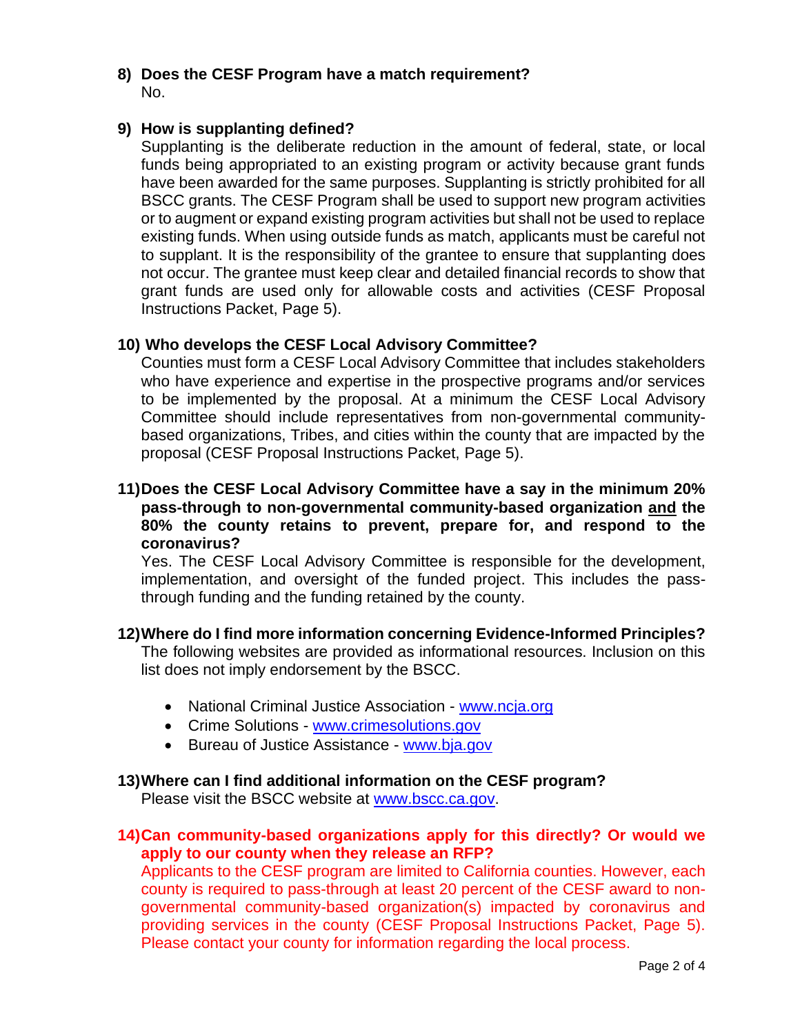**8) Does the CESF Program have a match requirement?**

No.

**9) How is supplanting defined?**

Supplanting is the deliberate reduction in the amount of federal, state, or local funds being appropriated to an existing program or activity because grant funds have been awarded for the same purposes. Supplanting is strictly prohibited for all BSCC grants. The CESF Program shall be used to support new program activities or to augment or expand existing program activities but shall not be used to replace existing funds. When using outside funds as match, applicants must be careful not to supplant. It is the responsibility of the grantee to ensure that supplanting does not occur. The grantee must keep clear and detailed financial records to show that grant funds are used only for allowable costs and activities (CESF Proposal Instructions Packet, Page 5).

**10) Who develops the CESF Local Advisory Committee?**

Counties must form a CESF Local Advisory Committee that includes stakeholders who have experience and expertise in the prospective programs and/or services to be implemented by the proposal. At a minimum the CESF Local Advisory Committee should include representatives from non-governmental community-based organizations, Tribes, and cities within the county that are impacted by the proposal (CESF Proposal Instructions Packet, Page 5).

**11) Does the CESF Local Advisory Committee have a say in the minimum 20% pass-through to non-governmental community-based organization <u>and</u> the 80% the county retains to prevent, prepare for, and respond to the coronavirus?**

Yes. The CESF Local Advisory Committee is responsible for the development, implementation, and oversight of the funded project. This includes the pass-through funding and the funding retained by the county.

**12) Where do I find more information concerning Evidence-Informed Principles?**

The following websites are provided as informational resources. Inclusion on this list does not imply endorsement by the BSCC.

- National Criminal Justice Association - www.ncja.org
- Crime Solutions - www.crimesolutions.gov
- Bureau of Justice Assistance - www.bja.gov

**13) Where can I find additional information on the CESF program?**

Please visit the BSCC website at www.bscc.ca.gov.

**14) Can community-based organizations apply for this directly? Or would we apply to our county when they release an RFP?**

Applicants to the CESF program are limited to California counties. However, each county is required to pass-through at least 20 percent of the CESF award to non-governmental community-based organization(s) impacted by coronavirus and providing services in the county (CESF Proposal Instructions Packet, Page 5). Please contact your county for information regarding the local process.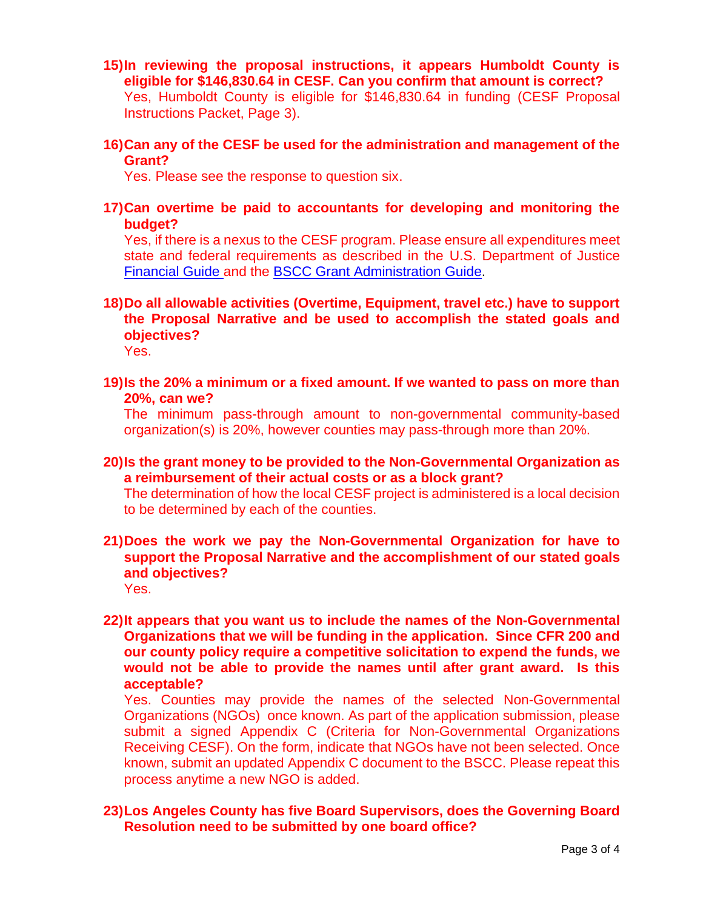**15) In reviewing the proposal instructions, it appears Humboldt County is eligible for $146,830.64 in CESF. Can you confirm that amount is correct?**

Yes, Humboldt County is eligible for $146,830.64 in funding (CESF Proposal Instructions Packet, Page 3).

**16) Can any of the CESF be used for the administration and management of the Grant?**

Yes. Please see the response to question six.

**17) Can overtime be paid to accountants for developing and monitoring the budget?**

Yes, if there is a nexus to the CESF program. Please ensure all expenditures meet state and federal requirements as described in the U.S. Department of Justice [Financial Guide](#) and the [BSCC Grant Administration Guide](#).

**18) Do all allowable activities (Overtime, Equipment, travel etc.) have to support the Proposal Narrative and be used to accomplish the stated goals and objectives?**

Yes.

**19) Is the 20% a minimum or a fixed amount. If we wanted to pass on more than 20%, can we?**

The minimum pass-through amount to non-governmental community-based organization(s) is 20%, however counties may pass-through more than 20%.

**20) Is the grant money to be provided to the Non-Governmental Organization as a reimbursement of their actual costs or as a block grant?**

The determination of how the local CESF project is administered is a local decision to be determined by each of the counties.

**21) Does the work we pay the Non-Governmental Organization for have to support the Proposal Narrative and the accomplishment of our stated goals and objectives?**

Yes.

**22) It appears that you want us to include the names of the Non-Governmental Organizations that we will be funding in the application. Since CFR 200 and our county policy require a competitive solicitation to expend the funds, we would not be able to provide the names until after grant award. Is this acceptable?**

Yes. Counties may provide the names of the selected Non-Governmental Organizations (NGOs) once known. As part of the application submission, please submit a signed Appendix C (Criteria for Non-Governmental Organizations Receiving CESF). On the form, indicate that NGOs have not been selected. Once known, submit an updated Appendix C document to the BSCC. Please repeat this process anytime a new NGO is added.

**23) Los Angeles County has five Board Supervisors, does the Governing Board Resolution need to be submitted by one board office?**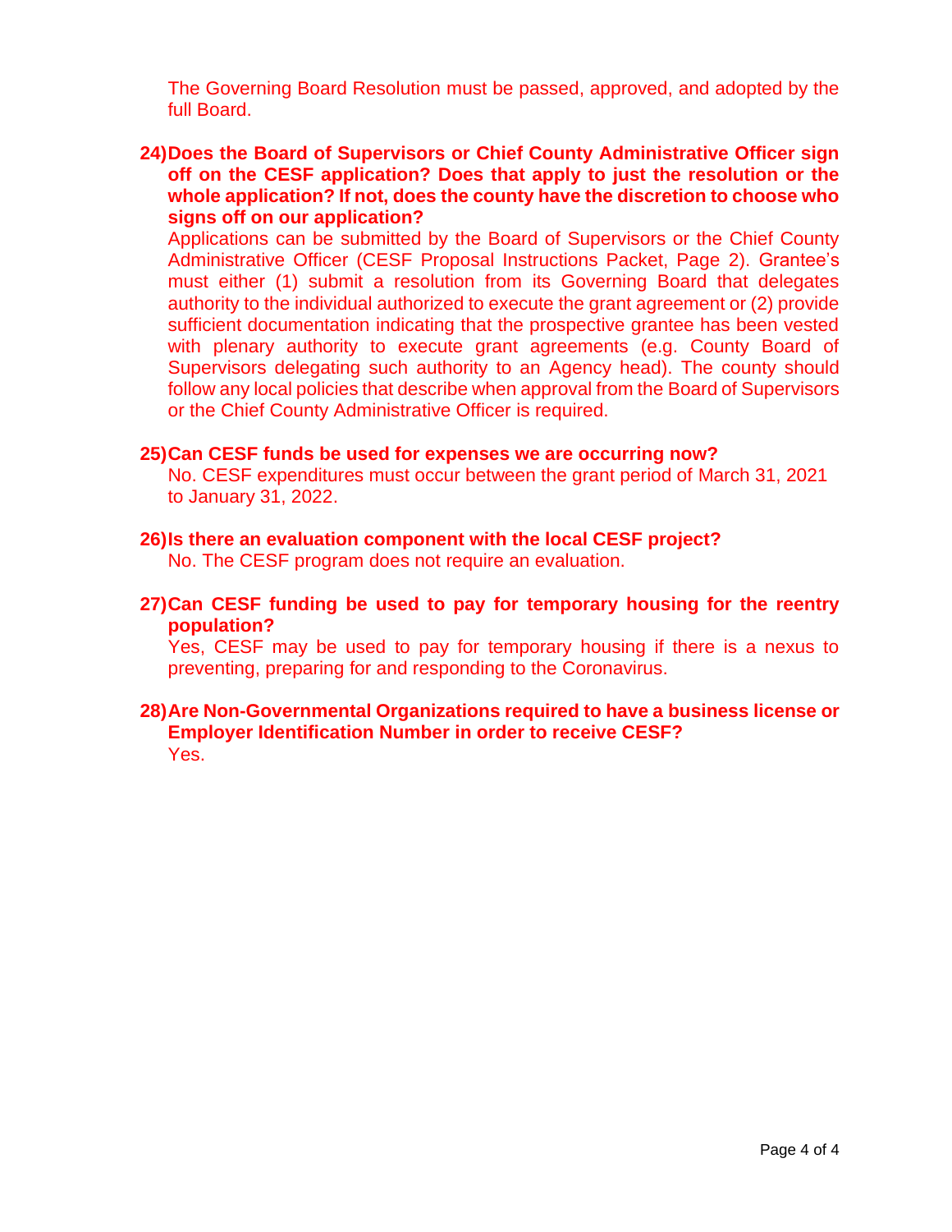The Governing Board Resolution must be passed, approved, and adopted by the full Board.

**24) Does the Board of Supervisors or Chief County Administrative Officer sign off on the CESF application? Does that apply to just the resolution or the whole application? If not, does the county have the discretion to choose who signs off on our application?**

Applications can be submitted by the Board of Supervisors or the Chief County Administrative Officer (CESF Proposal Instructions Packet, Page 2). Grantee's must either (1) submit a resolution from its Governing Board that delegates authority to the individual authorized to execute the grant agreement or (2) provide sufficient documentation indicating that the prospective grantee has been vested with plenary authority to execute grant agreements (e.g. County Board of Supervisors delegating such authority to an Agency head). The county should follow any local policies that describe when approval from the Board of Supervisors or the Chief County Administrative Officer is required.

**25) Can CESF funds be used for expenses we are occurring now?**

No. CESF expenditures must occur between the grant period of March 31, 2021 to January 31, 2022.

**26) Is there an evaluation component with the local CESF project?**

No. The CESF program does not require an evaluation.

**27) Can CESF funding be used to pay for temporary housing for the reentry population?**

Yes, CESF may be used to pay for temporary housing if there is a nexus to preventing, preparing for and responding to the Coronavirus.

**28) Are Non-Governmental Organizations required to have a business license or Employer Identification Number in order to receive CESF?**

Yes.